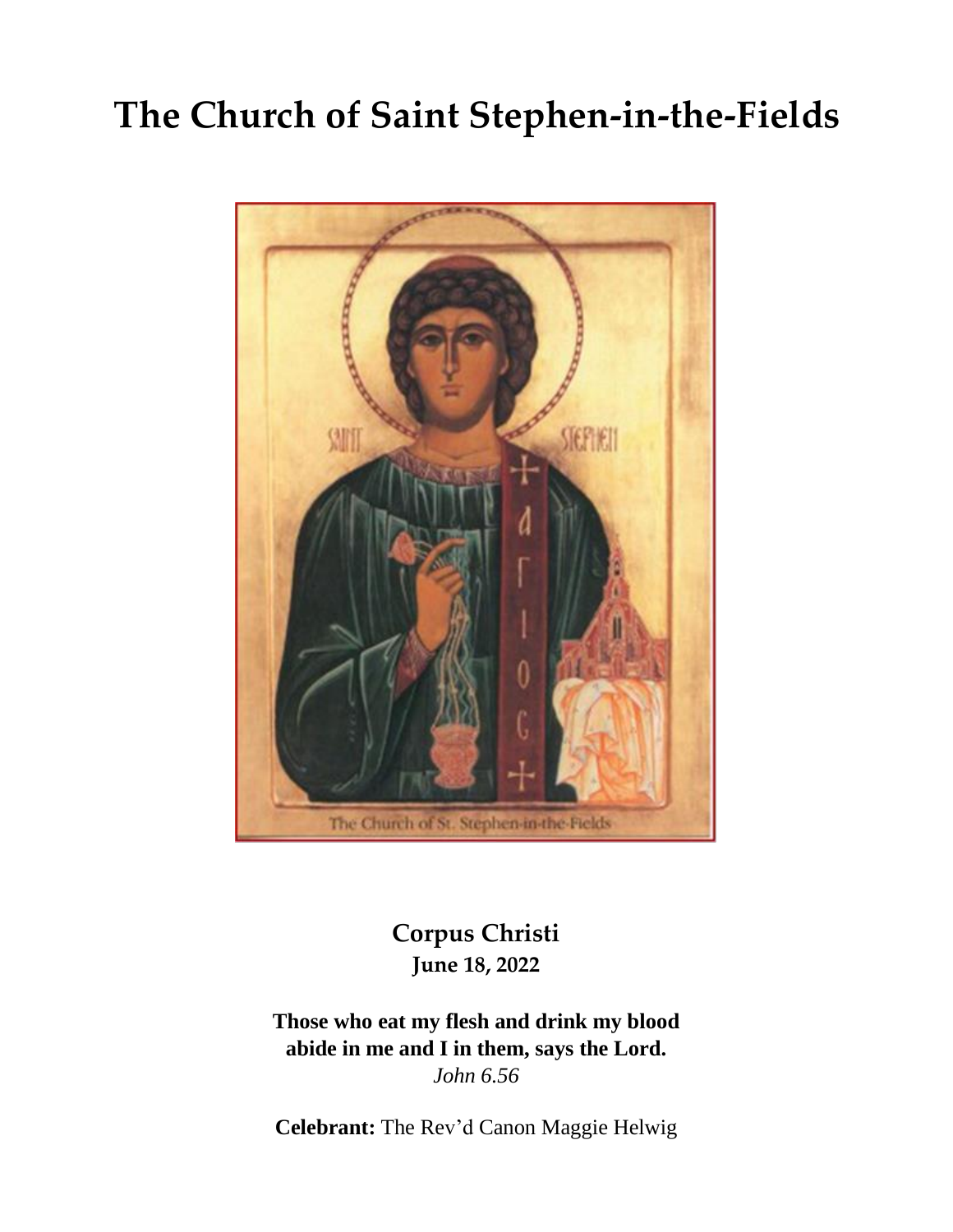# The Church of Saint Stephen-in-the-Fields

**Corpus Christi**
**June 18, 2022**

**Those who eat my flesh and drink my blood abide in me and I in them, says the Lord.**
*John 6.56*

**Celebrant:** The Rev'd Canon Maggie Helwig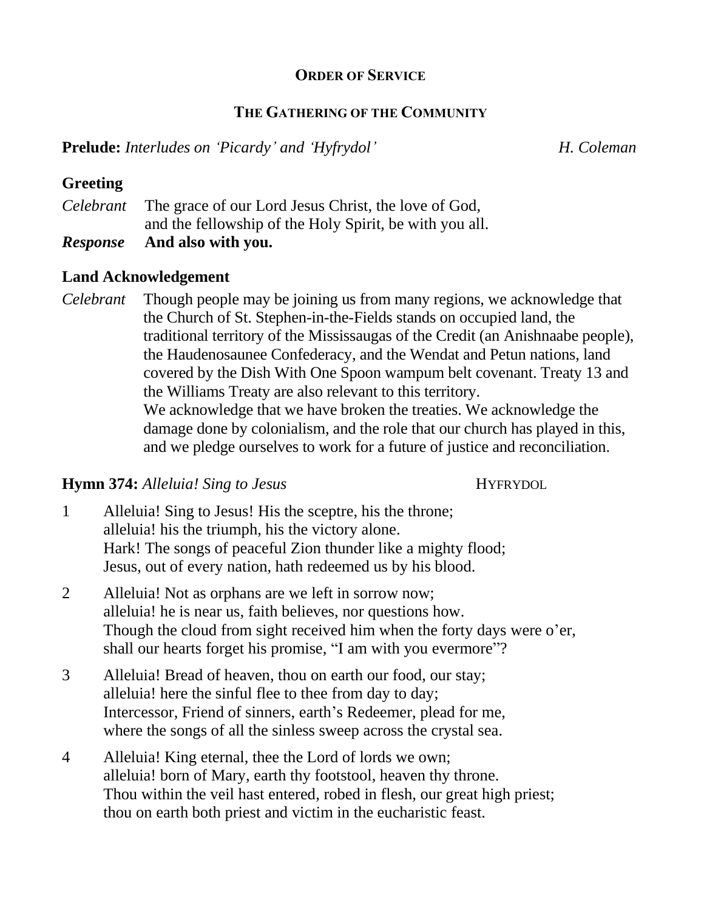## Order of Service

### The Gathering of the Community

**Prelude:** *Interludes on 'Picardy' and 'Hyfrydol'* *H. Coleman*

**Greeting**

*Celebrant* The grace of our Lord Jesus Christ, the love of God, and the fellowship of the Holy Spirit, be with you all.

***Response*** **And also with you.**

**Land Acknowledgement**

*Celebrant* Though people may be joining us from many regions, we acknowledge that the Church of St. Stephen-in-the-Fields stands on occupied land, the traditional territory of the Mississaugas of the Credit (an Anishnaabe people), the Haudenosaunee Confederacy, and the Wendat and Petun nations, land covered by the Dish With One Spoon wampum belt covenant. Treaty 13 and the Williams Treaty are also relevant to this territory.
We acknowledge that we have broken the treaties. We acknowledge the damage done by colonialism, and the role that our church has played in this, and we pledge ourselves to work for a future of justice and reconciliation.

**Hymn 374:** *Alleluia! Sing to Jesus* HYFRYDOL

1 Alleluia! Sing to Jesus! His the sceptre, his the throne;
alleluia! his the triumph, his the victory alone.
Hark! The songs of peaceful Zion thunder like a mighty flood;
Jesus, out of every nation, hath redeemed us by his blood.

2 Alleluia! Not as orphans are we left in sorrow now;
alleluia! he is near us, faith believes, nor questions how.
Though the cloud from sight received him when the forty days were o'er,
shall our hearts forget his promise, "I am with you evermore"?

3 Alleluia! Bread of heaven, thou on earth our food, our stay;
alleluia! here the sinful flee to thee from day to day;
Intercessor, Friend of sinners, earth's Redeemer, plead for me,
where the songs of all the sinless sweep across the crystal sea.

4 Alleluia! King eternal, thee the Lord of lords we own;
alleluia! born of Mary, earth thy footstool, heaven thy throne.
Thou within the veil hast entered, robed in flesh, our great high priest;
thou on earth both priest and victim in the eucharistic feast.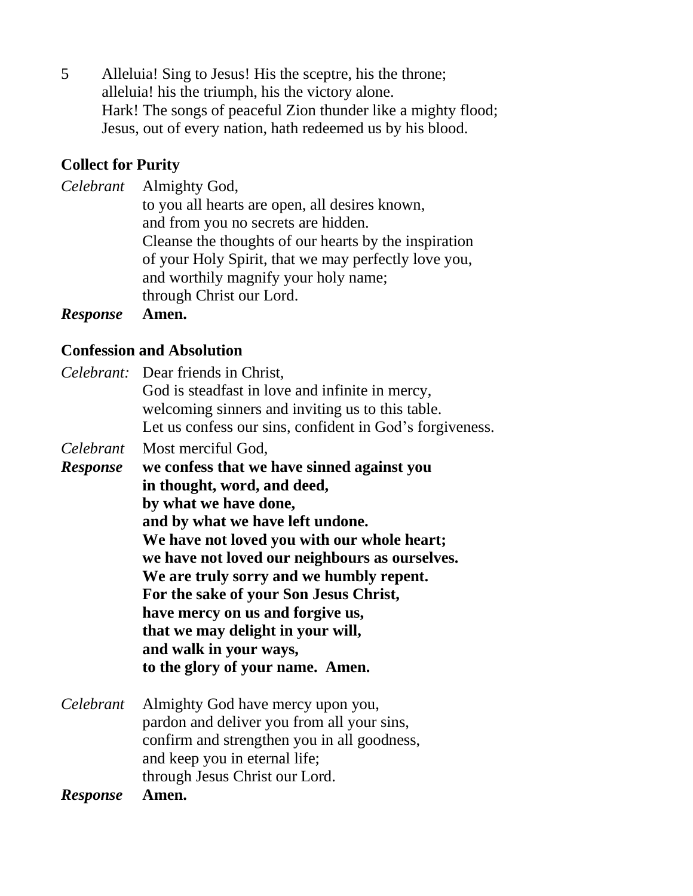5 Alleluia! Sing to Jesus! His the sceptre, his the throne;
alleluia! his the triumph, his the victory alone.
Hark! The songs of peaceful Zion thunder like a mighty flood;
Jesus, out of every nation, hath redeemed us by his blood.

**Collect for Purity**

*Celebrant* Almighty God,
to you all hearts are open, all desires known,
and from you no secrets are hidden.
Cleanse the thoughts of our hearts by the inspiration
of your Holy Spirit, that we may perfectly love you,
and worthily magnify your holy name;
through Christ our Lord.

***Response*** **Amen.**

**Confession and Absolution**

*Celebrant:* Dear friends in Christ,
God is steadfast in love and infinite in mercy,
welcoming sinners and inviting us to this table.
Let us confess our sins, confident in God's forgiveness.

*Celebrant* Most merciful God,

***Response*** **we confess that we have sinned against you**
**in thought, word, and deed,**
**by what we have done,**
**and by what we have left undone.**
**We have not loved you with our whole heart;**
**we have not loved our neighbours as ourselves.**
**We are truly sorry and we humbly repent.**
**For the sake of your Son Jesus Christ,**
**have mercy on us and forgive us,**
**that we may delight in your will,**
**and walk in your ways,**
**to the glory of your name. Amen.**

*Celebrant* Almighty God have mercy upon you,
pardon and deliver you from all your sins,
confirm and strengthen you in all goodness,
and keep you in eternal life;
through Jesus Christ our Lord.

***Response*** **Amen.**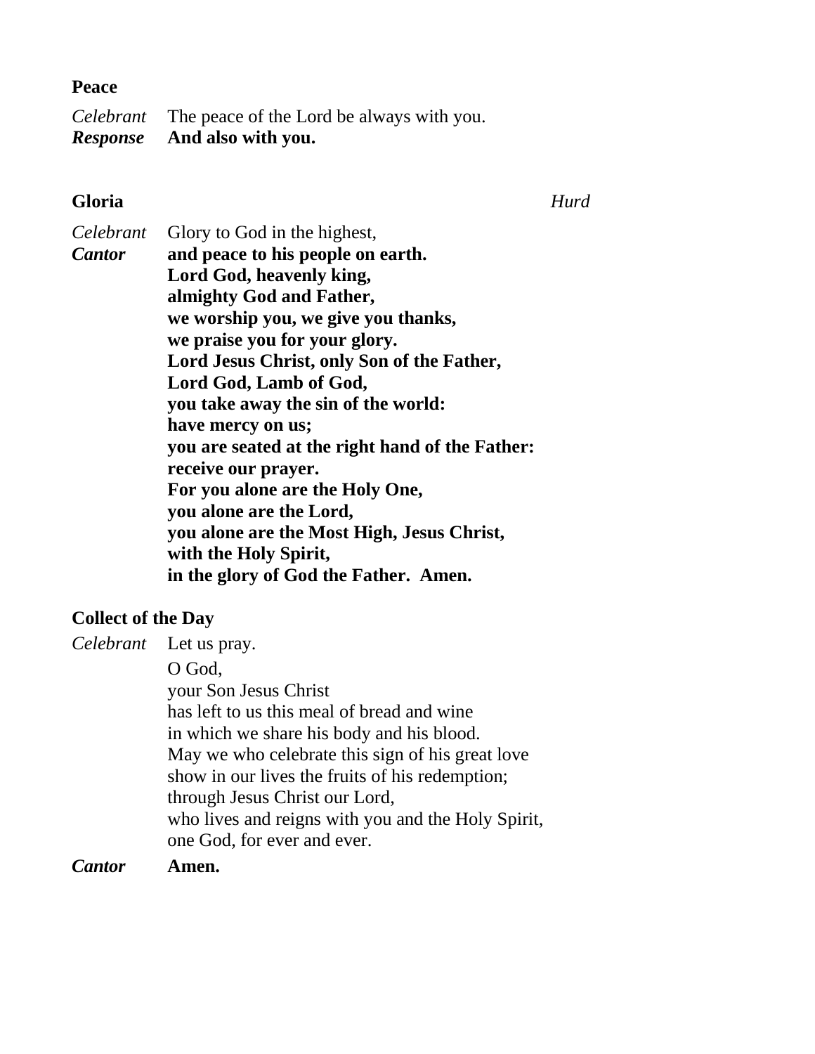**Peace**

*Celebrant* The peace of the Lord be always with you.
***Response*** **And also with you.**

**Gloria** *Hurd*

*Celebrant* Glory to God in the highest,
***Cantor*** **and peace to his people on earth.**
**Lord God, heavenly king,**
**almighty God and Father,**
**we worship you, we give you thanks,**
**we praise you for your glory.**
**Lord Jesus Christ, only Son of the Father,**
**Lord God, Lamb of God,**
**you take away the sin of the world:**
**have mercy on us;**
**you are seated at the right hand of the Father:**
**receive our prayer.**
**For you alone are the Holy One,**
**you alone are the Lord,**
**you alone are the Most High, Jesus Christ,**
**with the Holy Spirit,**
**in the glory of God the Father. Amen.**

**Collect of the Day**

*Celebrant* Let us pray.
O God,
your Son Jesus Christ
has left to us this meal of bread and wine
in which we share his body and his blood.
May we who celebrate this sign of his great love
show in our lives the fruits of his redemption;
through Jesus Christ our Lord,
who lives and reigns with you and the Holy Spirit,
one God, for ever and ever.
***Cantor*** **Amen.**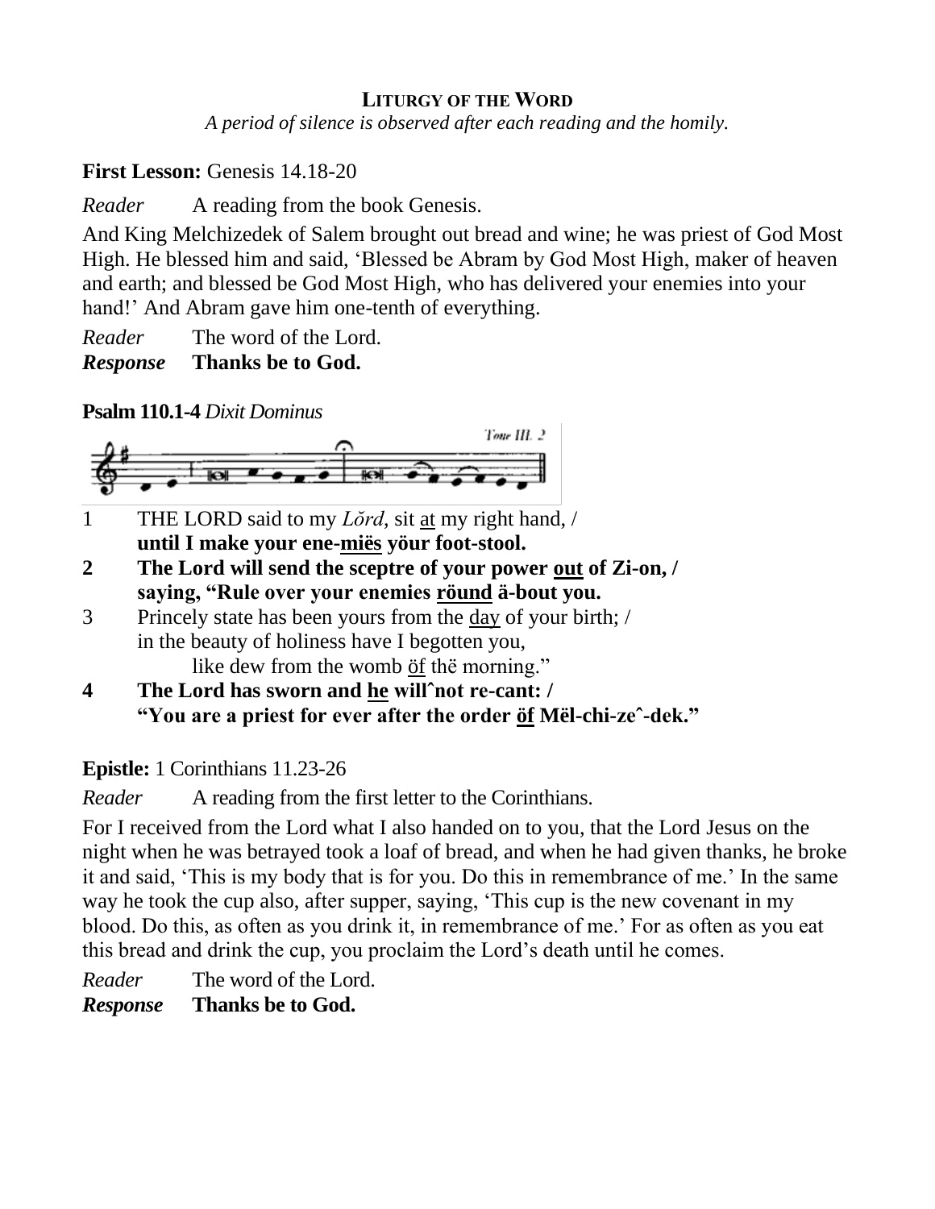## LITURGY OF THE WORD

*A period of silence is observed after each reading and the homily.*

**First Lesson:** Genesis 14.18-20

*Reader* A reading from the book Genesis.

And King Melchizedek of Salem brought out bread and wine; he was priest of God Most High. He blessed him and said, 'Blessed be Abram by God Most High, maker of heaven and earth; and blessed be God Most High, who has delivered your enemies into your hand!' And Abram gave him one-tenth of everything.

*Reader* The word of the Lord.
***Response*** **Thanks be to God.**

**Psalm 110.1-4** *Dixit Dominus*

Tone III. 2

1 THE LORD said to my *Lŏrd*, sit <u>at</u> my right hand, /
**until I make your ene-<u>miës</u> yöur foot-stool.**

**2 The Lord will send the sceptre of your power <u>out</u> of Zi-on, /**
**saying, "Rule over your enemies <u>röund</u> ä-bout you.**

3 Princely state has been yours from the <u>day</u> of your birth; /
in the beauty of holiness have I begotten you,
like dew from the womb <u>öf</u> thë morning."

**4 The Lord has sworn and <u>he</u> willˆnot re-cant: /**
**"You are a priest for ever after the order <u>öf</u> Mël-chi-zeˆ-dek."**

**Epistle:** 1 Corinthians 11.23-26

*Reader* A reading from the first letter to the Corinthians.

For I received from the Lord what I also handed on to you, that the Lord Jesus on the night when he was betrayed took a loaf of bread, and when he had given thanks, he broke it and said, 'This is my body that is for you. Do this in remembrance of me.' In the same way he took the cup also, after supper, saying, 'This cup is the new covenant in my blood. Do this, as often as you drink it, in remembrance of me.' For as often as you eat this bread and drink the cup, you proclaim the Lord's death until he comes.

*Reader* The word of the Lord.
***Response*** **Thanks be to God.**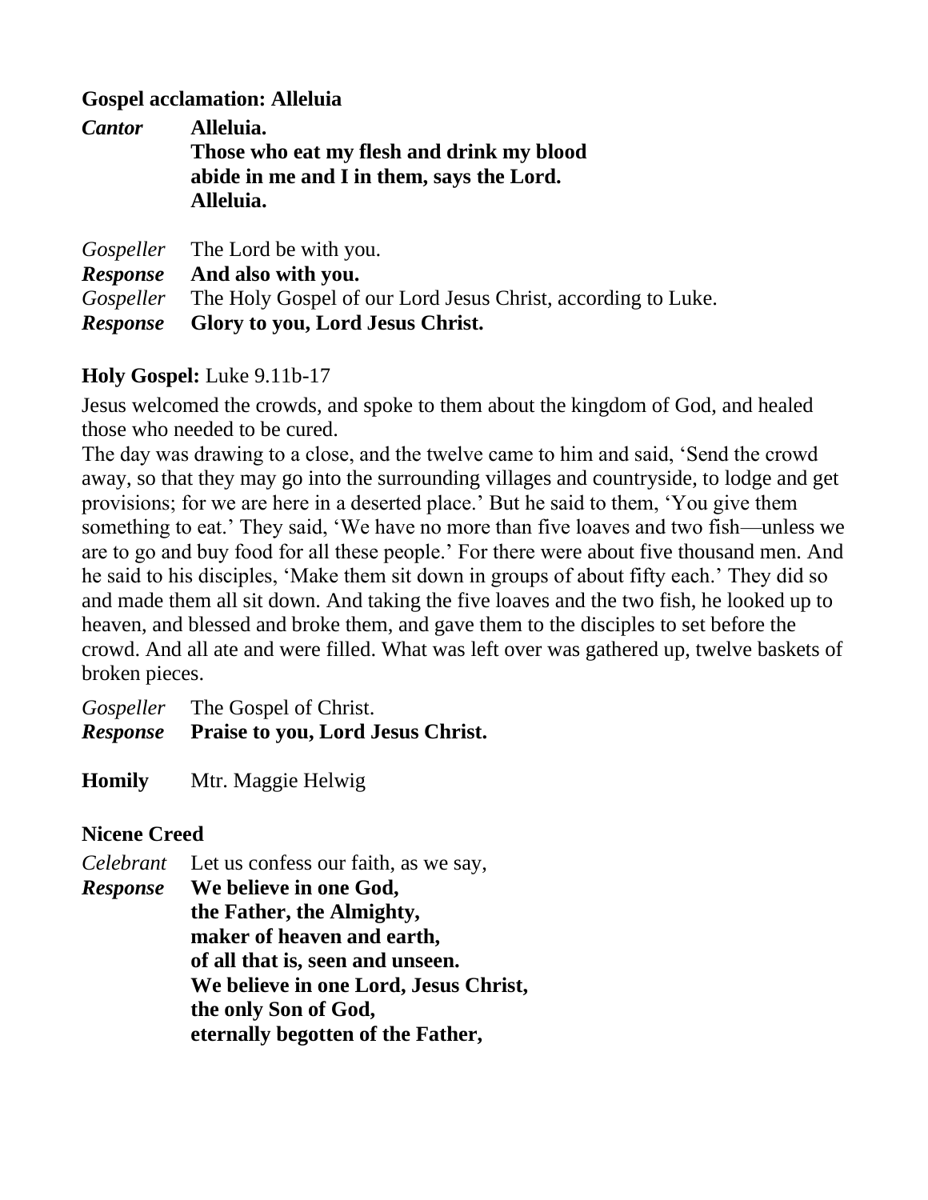**Gospel acclamation: Alleluia**

*Cantor* **Alleluia.**
**Those who eat my flesh and drink my blood**
**abide in me and I in them, says the Lord.**
**Alleluia.**

*Gospeller* The Lord be with you.
***Response*** **And also with you.**
*Gospeller* The Holy Gospel of our Lord Jesus Christ, according to Luke.
***Response*** **Glory to you, Lord Jesus Christ.**

**Holy Gospel:** Luke 9.11b-17

Jesus welcomed the crowds, and spoke to them about the kingdom of God, and healed those who needed to be cured.
The day was drawing to a close, and the twelve came to him and said, 'Send the crowd away, so that they may go into the surrounding villages and countryside, to lodge and get provisions; for we are here in a deserted place.' But he said to them, 'You give them something to eat.' They said, 'We have no more than five loaves and two fish—unless we are to go and buy food for all these people.' For there were about five thousand men. And he said to his disciples, 'Make them sit down in groups of about fifty each.' They did so and made them all sit down. And taking the five loaves and the two fish, he looked up to heaven, and blessed and broke them, and gave them to the disciples to set before the crowd. And all ate and were filled. What was left over was gathered up, twelve baskets of broken pieces.

*Gospeller* The Gospel of Christ.
***Response*** **Praise to you, Lord Jesus Christ.**

**Homily** Mtr. Maggie Helwig

**Nicene Creed**

*Celebrant* Let us confess our faith, as we say,
***Response*** **We believe in one God,**
**the Father, the Almighty,**
**maker of heaven and earth,**
**of all that is, seen and unseen.**
**We believe in one Lord, Jesus Christ,**
**the only Son of God,**
**eternally begotten of the Father,**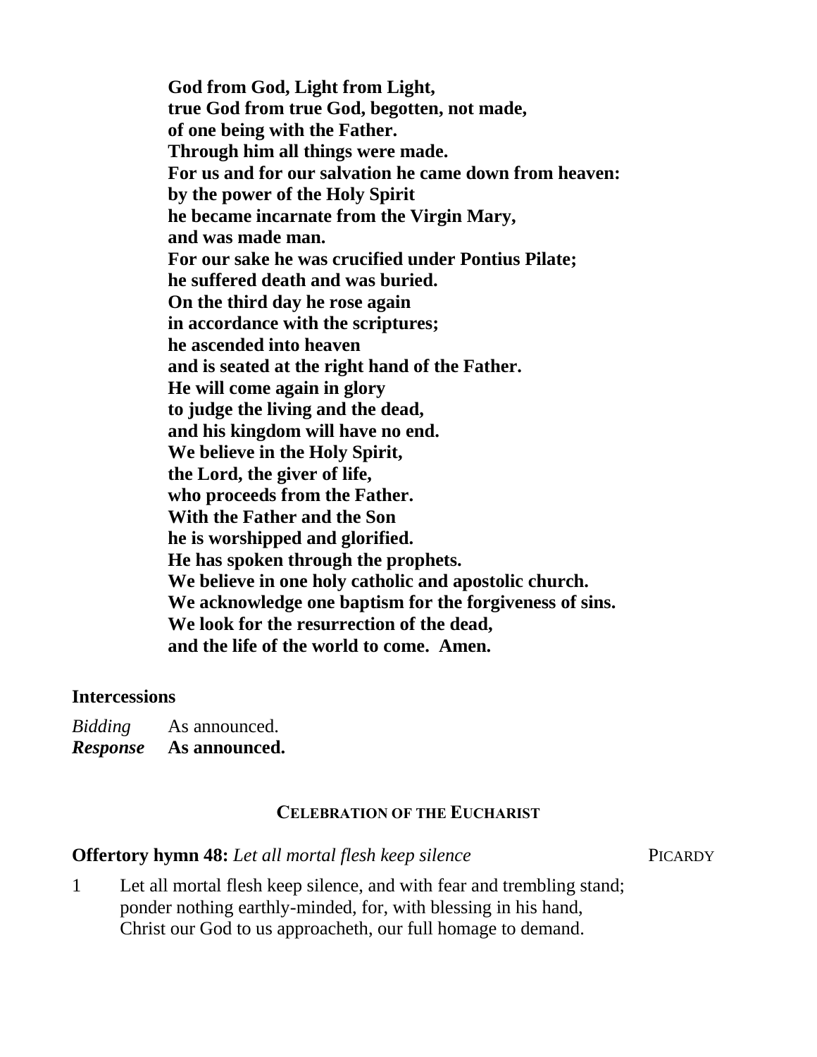**God from God, Light from Light,**
**true God from true God, begotten, not made,**
**of one being with the Father.**
**Through him all things were made.**
**For us and for our salvation he came down from heaven:**
**by the power of the Holy Spirit**
**he became incarnate from the Virgin Mary,**
**and was made man.**
**For our sake he was crucified under Pontius Pilate;**
**he suffered death and was buried.**
**On the third day he rose again**
**in accordance with the scriptures;**
**he ascended into heaven**
**and is seated at the right hand of the Father.**
**He will come again in glory**
**to judge the living and the dead,**
**and his kingdom will have no end.**
**We believe in the Holy Spirit,**
**the Lord, the giver of life,**
**who proceeds from the Father.**
**With the Father and the Son**
**he is worshipped and glorified.**
**He has spoken through the prophets.**
**We believe in one holy catholic and apostolic church.**
**We acknowledge one baptism for the forgiveness of sins.**
**We look for the resurrection of the dead,**
**and the life of the world to come. Amen.**

**Intercessions**

*Bidding* As announced.
***Response*** **As announced.**

## CELEBRATION OF THE EUCHARIST

**Offertory hymn 48:** *Let all mortal flesh keep silence* PICARDY

1 Let all mortal flesh keep silence, and with fear and trembling stand;
ponder nothing earthly-minded, for, with blessing in his hand,
Christ our God to us approacheth, our full homage to demand.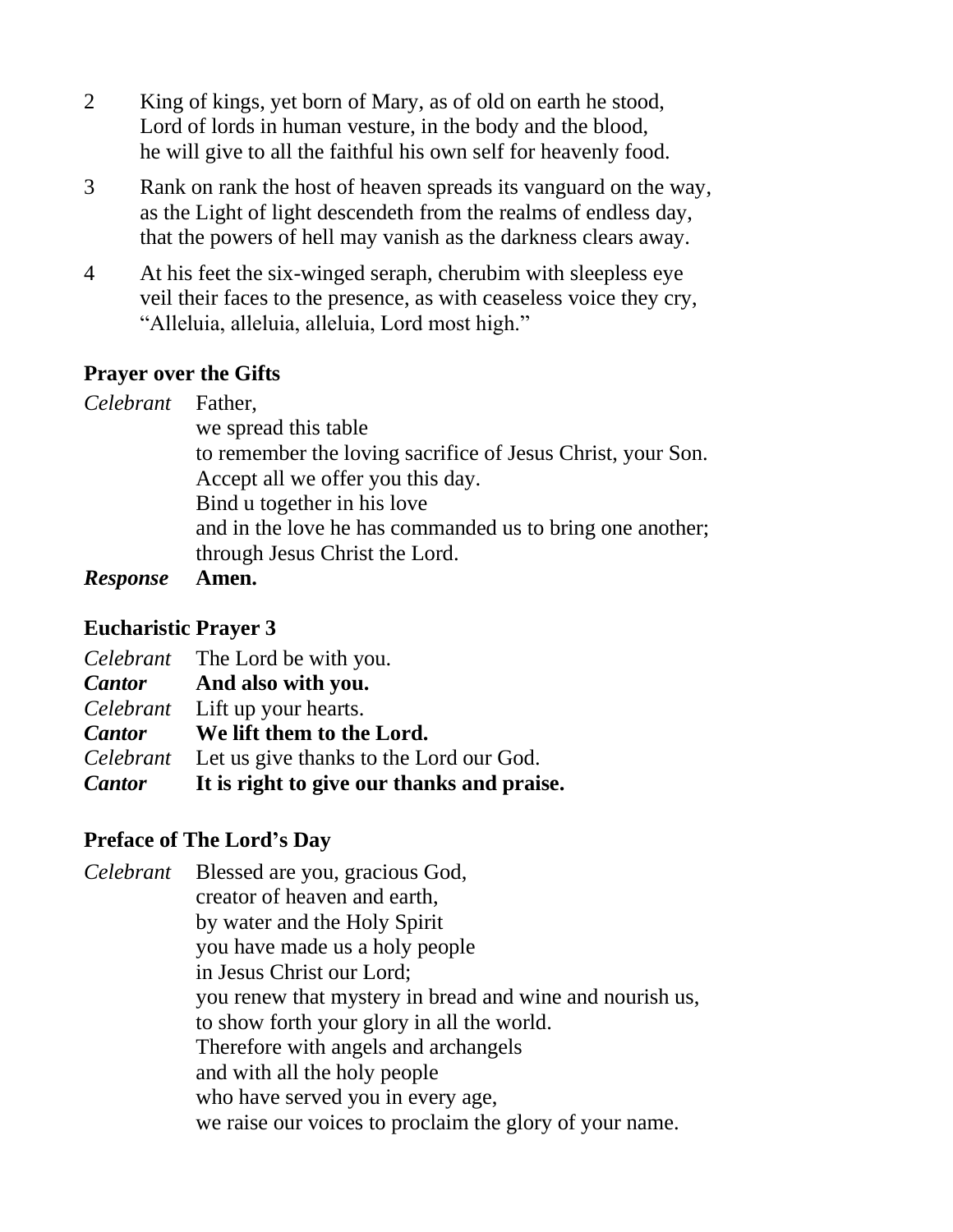2 King of kings, yet born of Mary, as of old on earth he stood,
Lord of lords in human vesture, in the body and the blood,
he will give to all the faithful his own self for heavenly food.

3 Rank on rank the host of heaven spreads its vanguard on the way,
as the Light of light descendeth from the realms of endless day,
that the powers of hell may vanish as the darkness clears away.

4 At his feet the six-winged seraph, cherubim with sleepless eye
veil their faces to the presence, as with ceaseless voice they cry,
"Alleluia, alleluia, alleluia, Lord most high."

**Prayer over the Gifts**

*Celebrant* Father,
we spread this table
to remember the loving sacrifice of Jesus Christ, your Son.
Accept all we offer you this day.
Bind u together in his love
and in the love he has commanded us to bring one another;
through Jesus Christ the Lord.

***Response*** **Amen.**

**Eucharistic Prayer 3**

*Celebrant* The Lord be with you.
***Cantor*** **And also with you.**
*Celebrant* Lift up your hearts.
***Cantor*** **We lift them to the Lord.**
*Celebrant* Let us give thanks to the Lord our God.
***Cantor*** **It is right to give our thanks and praise.**

**Preface of The Lord's Day**

*Celebrant* Blessed are you, gracious God,
creator of heaven and earth,
by water and the Holy Spirit
you have made us a holy people
in Jesus Christ our Lord;
you renew that mystery in bread and wine and nourish us,
to show forth your glory in all the world.
Therefore with angels and archangels
and with all the holy people
who have served you in every age,
we raise our voices to proclaim the glory of your name.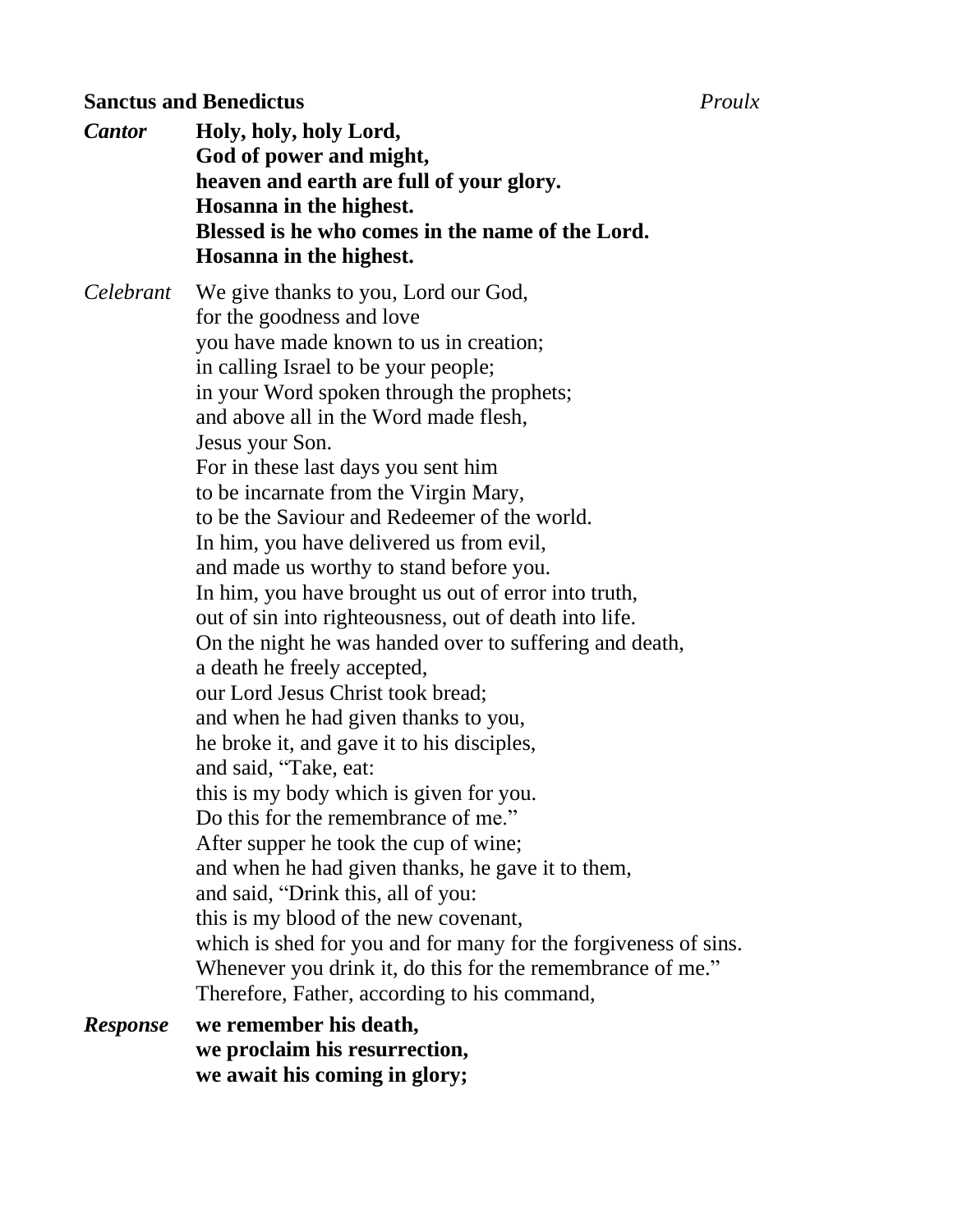**Sanctus and Benedictus** *Proulx*

***Cantor*** **Holy, holy, holy Lord,**
**God of power and might,**
**heaven and earth are full of your glory.**
**Hosanna in the highest.**
**Blessed is he who comes in the name of the Lord.**
**Hosanna in the highest.**

*Celebrant* We give thanks to you, Lord our God,
for the goodness and love
you have made known to us in creation;
in calling Israel to be your people;
in your Word spoken through the prophets;
and above all in the Word made flesh,
Jesus your Son.
For in these last days you sent him
to be incarnate from the Virgin Mary,
to be the Saviour and Redeemer of the world.
In him, you have delivered us from evil,
and made us worthy to stand before you.
In him, you have brought us out of error into truth,
out of sin into righteousness, out of death into life.
On the night he was handed over to suffering and death,
a death he freely accepted,
our Lord Jesus Christ took bread;
and when he had given thanks to you,
he broke it, and gave it to his disciples,
and said, "Take, eat:
this is my body which is given for you.
Do this for the remembrance of me."
After supper he took the cup of wine;
and when he had given thanks, he gave it to them,
and said, "Drink this, all of you:
this is my blood of the new covenant,
which is shed for you and for many for the forgiveness of sins.
Whenever you drink it, do this for the remembrance of me."
Therefore, Father, according to his command,

***Response*** **we remember his death,**
**we proclaim his resurrection,**
**we await his coming in glory;**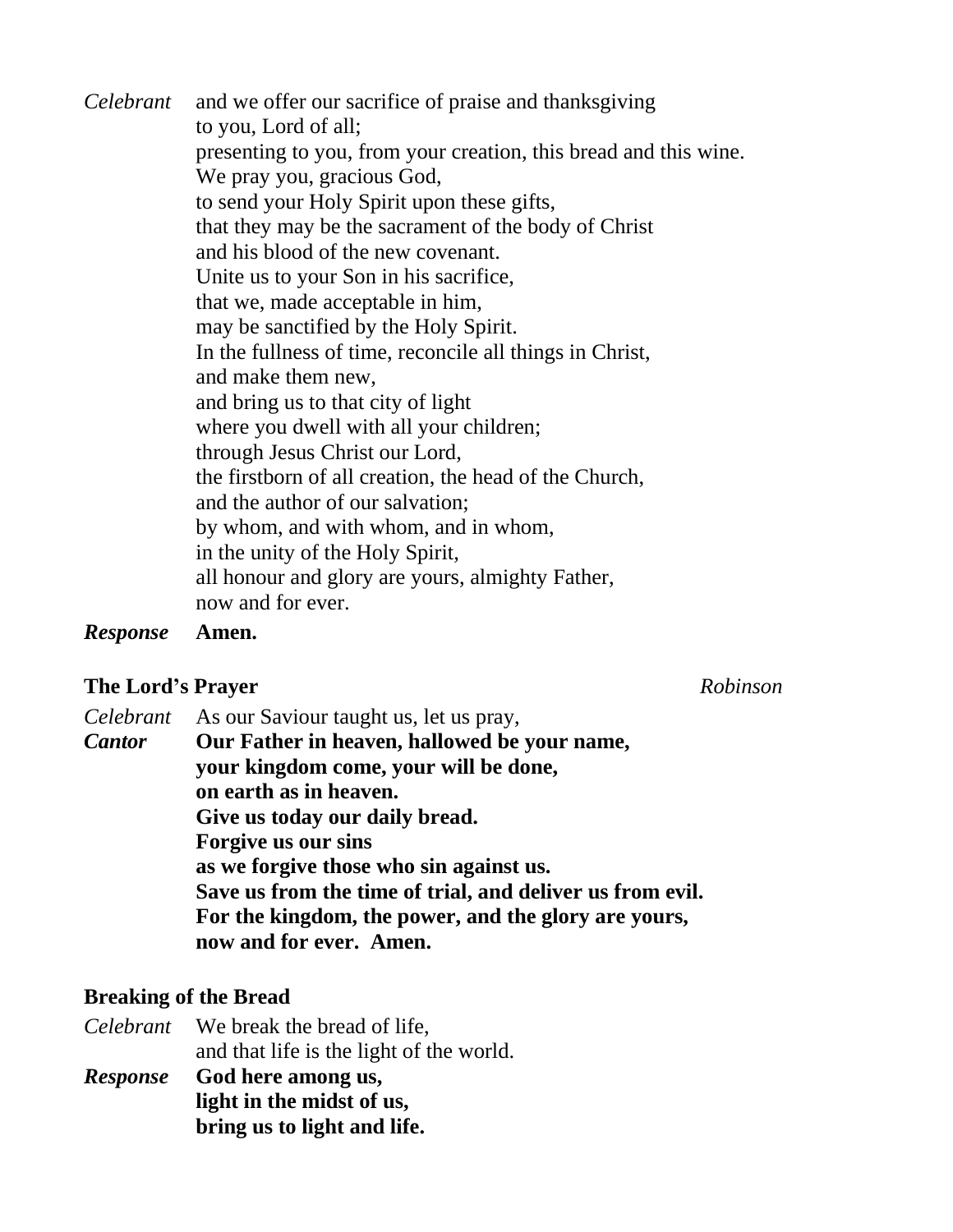*Celebrant* and we offer our sacrifice of praise and thanksgiving
to you, Lord of all;
presenting to you, from your creation, this bread and this wine.
We pray you, gracious God,
to send your Holy Spirit upon these gifts,
that they may be the sacrament of the body of Christ
and his blood of the new covenant.
Unite us to your Son in his sacrifice,
that we, made acceptable in him,
may be sanctified by the Holy Spirit.
In the fullness of time, reconcile all things in Christ,
and make them new,
and bring us to that city of light
where you dwell with all your children;
through Jesus Christ our Lord,
the firstborn of all creation, the head of the Church,
and the author of our salvation;
by whom, and with whom, and in whom,
in the unity of the Holy Spirit,
all honour and glory are yours, almighty Father,
now and for ever.

***Response*** **Amen.**

**The Lord's Prayer** *Robinson*

*Celebrant* As our Saviour taught us, let us pray,

***Cantor*** **Our Father in heaven, hallowed be your name,
your kingdom come, your will be done,
on earth as in heaven.
Give us today our daily bread.
Forgive us our sins
as we forgive those who sin against us.
Save us from the time of trial, and deliver us from evil.
For the kingdom, the power, and the glory are yours,
now and for ever. Amen.**

**Breaking of the Bread**

*Celebrant* We break the bread of life,
and that life is the light of the world.

***Response*** **God here among us,
light in the midst of us,
bring us to light and life.**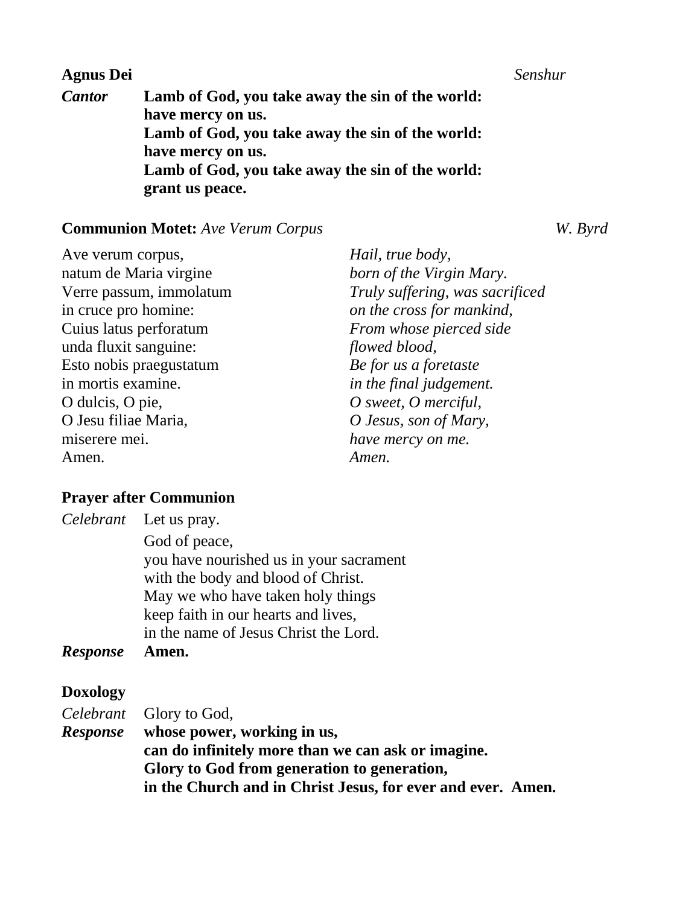**Agnus Dei** *Senshur*

***Cantor*** **Lamb of God, you take away the sin of the world:**
**have mercy on us.**
**Lamb of God, you take away the sin of the world:**
**have mercy on us.**
**Lamb of God, you take away the sin of the world:**
**grant us peace.**

**Communion Motet:** *Ave Verum Corpus* *W. Byrd*

| | |
|---|---|
| Ave verum corpus, | *Hail, true body,* |
| natum de Maria virgine | *born of the Virgin Mary.* |
| Verre passum, immolatum | *Truly suffering, was sacrificed* |
| in cruce pro homine: | *on the cross for mankind,* |
| Cuius latus perforatum | *From whose pierced side* |
| unda fluxit sanguine: | *flowed blood,* |
| Esto nobis praegustatum | *Be for us a foretaste* |
| in mortis examine. | *in the final judgement.* |
| O dulcis, O pie, | *O sweet, O merciful,* |
| O Jesu filiae Maria, | *O Jesus, son of Mary,* |
| miserere mei. | *have mercy on me.* |
| Amen. | *Amen.* |

**Prayer after Communion**

*Celebrant* Let us pray.
God of peace,
you have nourished us in your sacrament
with the body and blood of Christ.
May we who have taken holy things
keep faith in our hearts and lives,
in the name of Jesus Christ the Lord.

***Response*** **Amen.**

**Doxology**

*Celebrant* Glory to God,

***Response*** **whose power, working in us,**
**can do infinitely more than we can ask or imagine.**
**Glory to God from generation to generation,**
**in the Church and in Christ Jesus, for ever and ever. Amen.**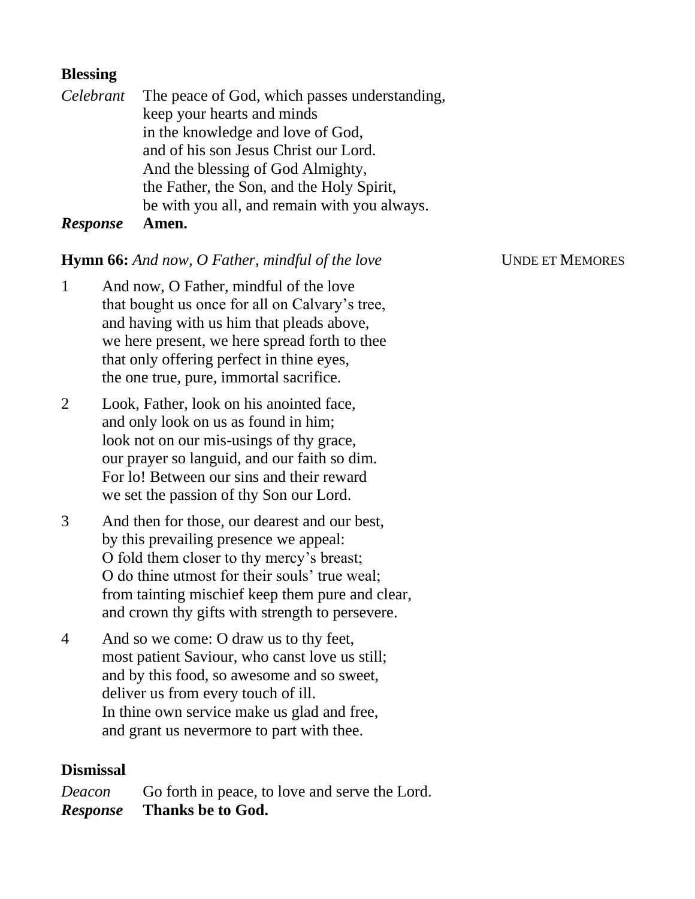**Blessing**

*Celebrant* The peace of God, which passes understanding,
keep your hearts and minds
in the knowledge and love of God,
and of his son Jesus Christ our Lord.
And the blessing of God Almighty,
the Father, the Son, and the Holy Spirit,
be with you all, and remain with you always.

***Response*** **Amen.**

**Hymn 66:** *And now, O Father, mindful of the love* UNDE ET MEMORES

1 And now, O Father, mindful of the love
that bought us once for all on Calvary's tree,
and having with us him that pleads above,
we here present, we here spread forth to thee
that only offering perfect in thine eyes,
the one true, pure, immortal sacrifice.

2 Look, Father, look on his anointed face,
and only look on us as found in him;
look not on our mis-usings of thy grace,
our prayer so languid, and our faith so dim.
For lo! Between our sins and their reward
we set the passion of thy Son our Lord.

3 And then for those, our dearest and our best,
by this prevailing presence we appeal:
O fold them closer to thy mercy's breast;
O do thine utmost for their souls' true weal;
from tainting mischief keep them pure and clear,
and crown thy gifts with strength to persevere.

4 And so we come: O draw us to thy feet,
most patient Saviour, who canst love us still;
and by this food, so awesome and so sweet,
deliver us from every touch of ill.
In thine own service make us glad and free,
and grant us nevermore to part with thee.

**Dismissal**

*Deacon* Go forth in peace, to love and serve the Lord.

***Response*** **Thanks be to God.**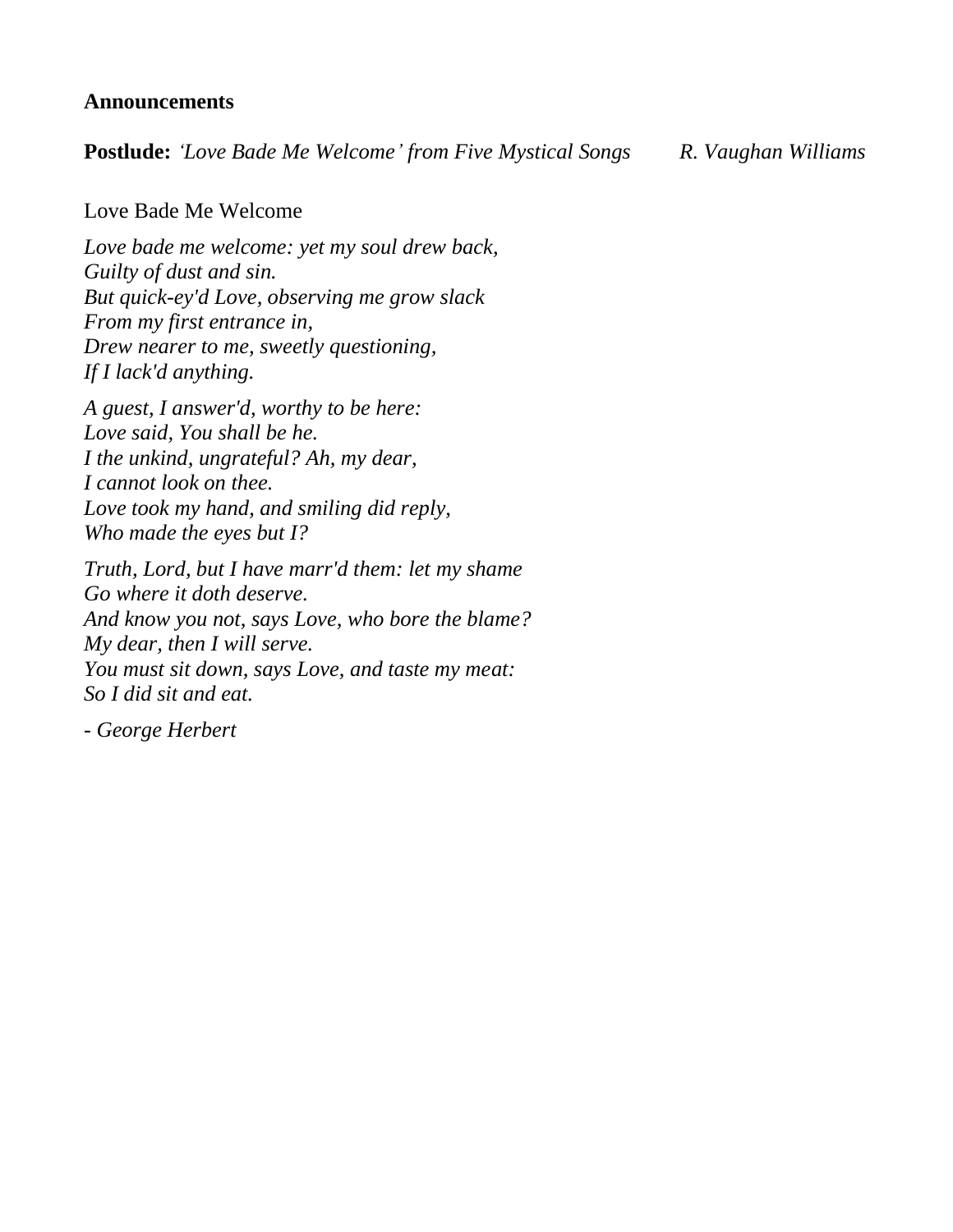**Announcements**

**Postlude:** *'Love Bade Me Welcome' from Five Mystical Songs* *R. Vaughan Williams*

Love Bade Me Welcome

*Love bade me welcome: yet my soul drew back,*  
*Guilty of dust and sin.*  
*But quick-ey'd Love, observing me grow slack*  
*From my first entrance in,*  
*Drew nearer to me, sweetly questioning,*  
*If I lack'd anything.*

*A guest, I answer'd, worthy to be here:*  
*Love said, You shall be he.*  
*I the unkind, ungrateful? Ah, my dear,*  
*I cannot look on thee.*  
*Love took my hand, and smiling did reply,*  
*Who made the eyes but I?*

*Truth, Lord, but I have marr'd them: let my shame*  
*Go where it doth deserve.*  
*And know you not, says Love, who bore the blame?*  
*My dear, then I will serve.*  
*You must sit down, says Love, and taste my meat:*  
*So I did sit and eat.*

- *George Herbert*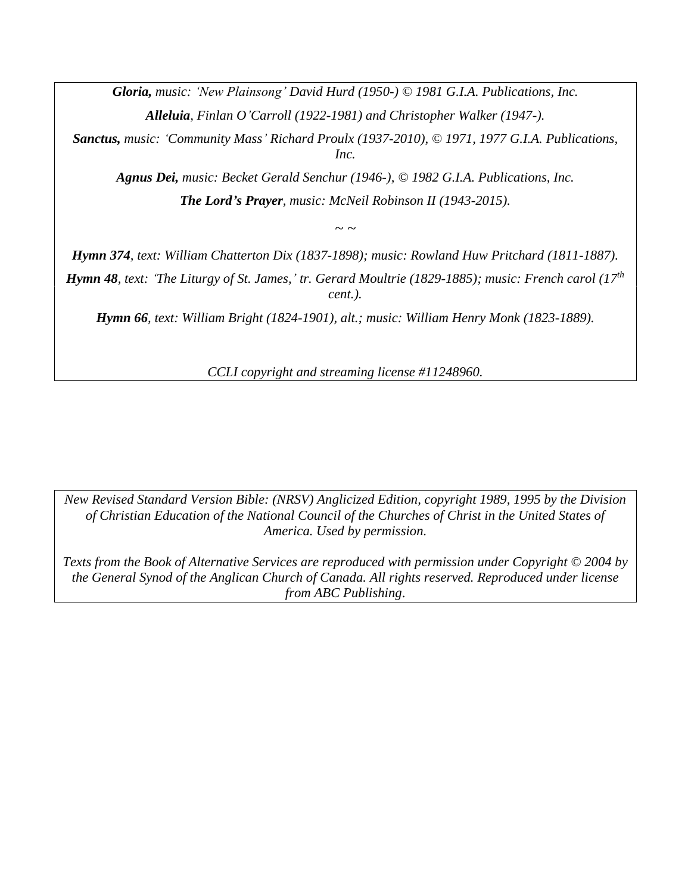***Gloria,*** *music: 'New Plainsong' David Hurd (1950-) © 1981 G.I.A. Publications, Inc.*

***Alleluia****, Finlan O'Carroll (1922-1981) and Christopher Walker (1947-).*

***Sanctus,*** *music: 'Community Mass' Richard Proulx (1937-2010), © 1971, 1977 G.I.A. Publications, Inc.*

***Agnus Dei,*** *music: Becket Gerald Senchur (1946-), © 1982 G.I.A. Publications, Inc.*

***The Lord's Prayer****, music: McNeil Robinson II (1943-2015).*

~ ~

***Hymn 374****, text: William Chatterton Dix (1837-1898); music: Rowland Huw Pritchard (1811-1887).*

***Hymn 48****, text: 'The Liturgy of St. James,' tr. Gerard Moultrie (1829-1885); music: French carol (17th cent.).*

***Hymn 66****, text: William Bright (1824-1901), alt.; music: William Henry Monk (1823-1889).*

*CCLI copyright and streaming license #11248960.*

*New Revised Standard Version Bible: (NRSV) Anglicized Edition, copyright 1989, 1995 by the Division of Christian Education of the National Council of the Churches of Christ in the United States of America. Used by permission.*

*Texts from the Book of Alternative Services are reproduced with permission under Copyright © 2004 by the General Synod of the Anglican Church of Canada. All rights reserved. Reproduced under license from ABC Publishing.*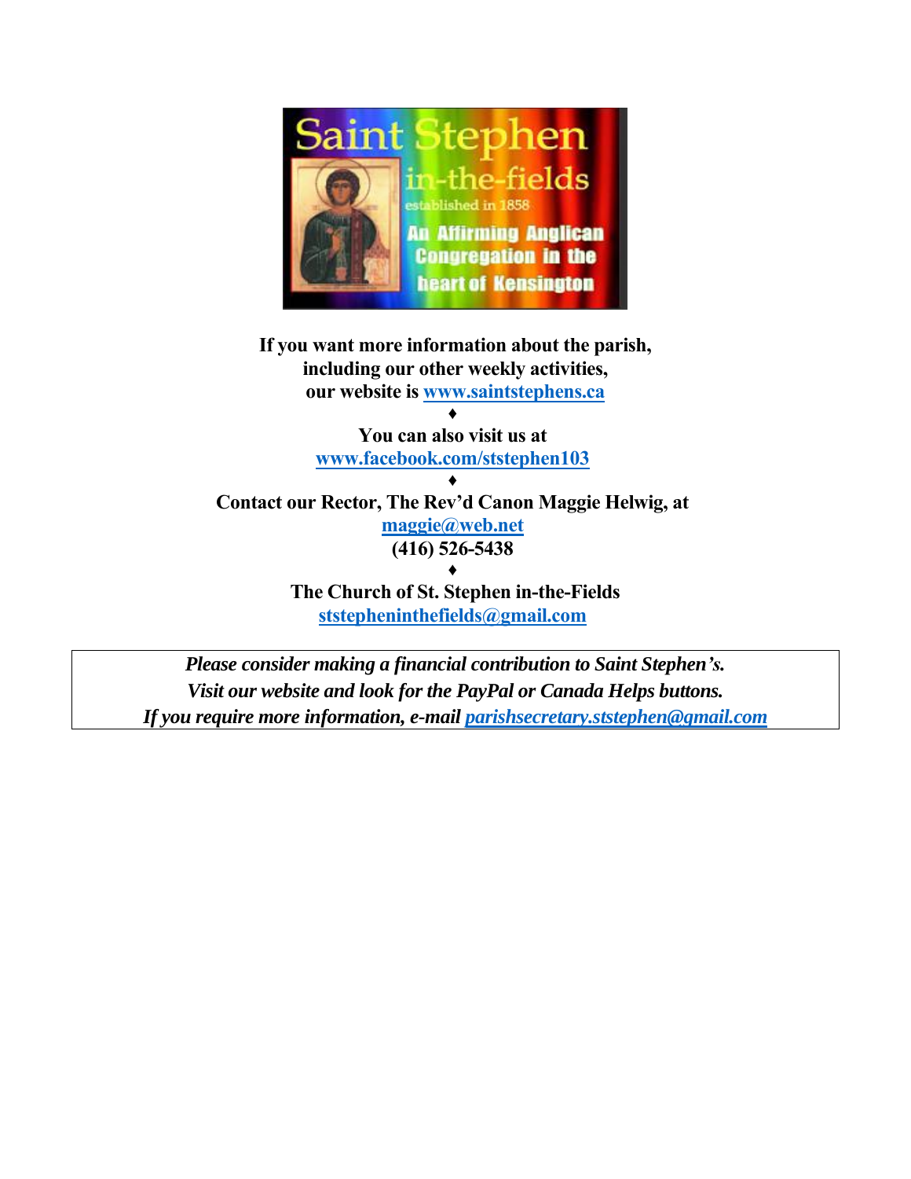**If you want more information about the parish, including our other weekly activities, our website is www.saintstephens.ca**

♦

**You can also visit us at www.facebook.com/ststephen103**

♦

**Contact our Rector, The Rev'd Canon Maggie Helwig, at maggie@web.net (416) 526-5438**

♦

**The Church of St. Stephen in-the-Fields ststepheninthefields@gmail.com**

***Please consider making a financial contribution to Saint Stephen's. Visit our website and look for the PayPal or Canada Helps buttons. If you require more information, e-mail parishsecretary.ststephen@gmail.com***